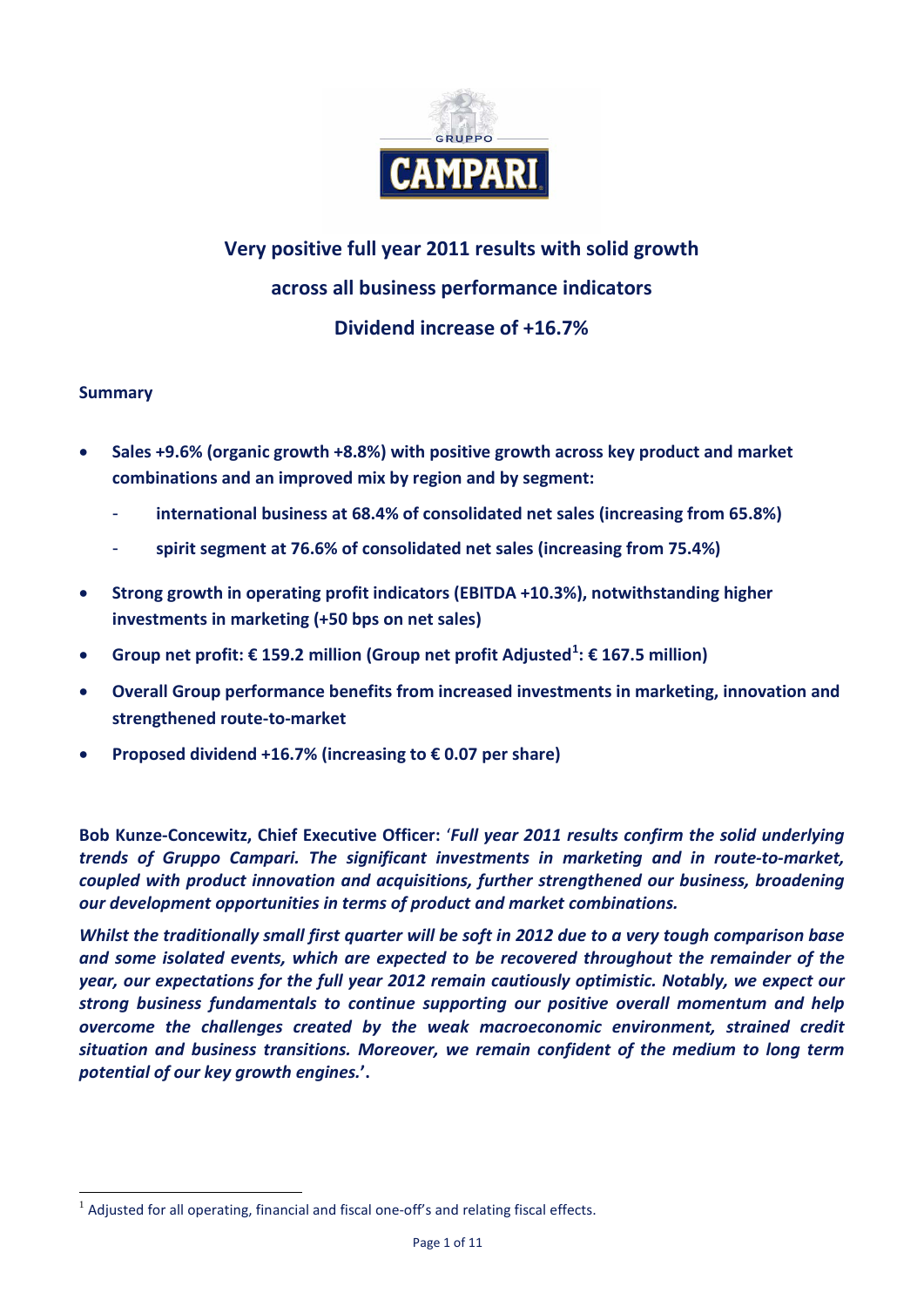# Very positive full year 2011 results with solid growth across all business performance indicators

# Dividend increase of +16.7%

**Summary**

- **Sales +9.6% (organic growth +8.8%) with positive growth across key product and market combinations and an improved mix by region and by segment:**
  - **international business at 68.4% of consolidated net sales (increasing from 65.8%)**
  - **spirit segment at 76.6% of consolidated net sales (increasing from 75.4%)**
- **Strong growth in operating profit indicators (EBITDA +10.3%), notwithstanding higher investments in marketing (+50 bps on net sales)**
- **Group net profit: € 159.2 million (Group net profit Adjusted[1]: € 167.5 million)**
- **Overall Group performance benefits from increased investments in marketing, innovation and strengthened route-to-market**
- **Proposed dividend +16.7% (increasing to € 0.07 per share)**

**Bob Kunze-Concewitz, Chief Executive Officer:** '***Full year 2011 results confirm the solid underlying trends of Gruppo Campari. The significant investments in marketing and in route-to-market, coupled with product innovation and acquisitions, further strengthened our business, broadening our development opportunities in terms of product and market combinations.***

***Whilst the traditionally small first quarter will be soft in 2012 due to a very tough comparison base and some isolated events, which are expected to be recovered throughout the remainder of the year, our expectations for the full year 2012 remain cautiously optimistic. Notably, we expect our strong business fundamentals to continue supporting our positive overall momentum and help overcome the challenges created by the weak macroeconomic environment, strained credit situation and business transitions. Moreover, we remain confident of the medium to long term potential of our key growth engines.*'.**

[1] Adjusted for all operating, financial and fiscal one-off's and relating fiscal effects.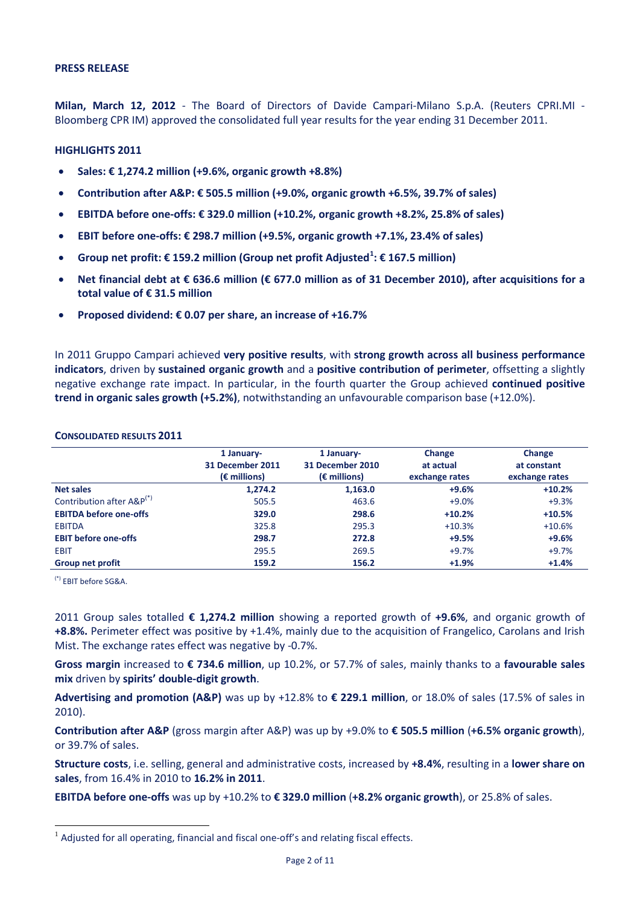**PRESS RELEASE**

**Milan, March 12, 2012** - The Board of Directors of Davide Campari-Milano S.p.A. (Reuters CPRI.MI - Bloomberg CPR IM) approved the consolidated full year results for the year ending 31 December 2011.

**HIGHLIGHTS 2011**

- **Sales: € 1,274.2 million (+9.6%, organic growth +8.8%)**
- **Contribution after A&P: € 505.5 million (+9.0%, organic growth +6.5%, 39.7% of sales)**
- **EBITDA before one-offs: € 329.0 million (+10.2%, organic growth +8.2%, 25.8% of sales)**
- **EBIT before one-offs: € 298.7 million (+9.5%, organic growth +7.1%, 23.4% of sales)**
- **Group net profit: € 159.2 million (Group net profit Adjusted[1]: € 167.5 million)**
- **Net financial debt at € 636.6 million (€ 677.0 million as of 31 December 2010), after acquisitions for a total value of € 31.5 million**
- **Proposed dividend: € 0.07 per share, an increase of +16.7%**

In 2011 Gruppo Campari achieved **very positive results**, with **strong growth across all business performance indicators**, driven by **sustained organic growth** and a **positive contribution of perimeter**, offsetting a slightly negative exchange rate impact. In particular, in the fourth quarter the Group achieved **continued positive trend in organic sales growth (+5.2%)**, notwithstanding an unfavourable comparison base (+12.0%).

**CONSOLIDATED RESULTS 2011**

| | 1 January-31 December 2011 (€ millions) | 1 January-31 December 2010 (€ millions) | Change at actual exchange rates | Change at constant exchange rates |
|---|---|---|---|---|
| **Net sales** | **1,274.2** | **1,163.0** | **+9.6%** | **+10.2%** |
| Contribution after A&P(*) | 505.5 | 463.6 | +9.0% | +9.3% |
| **EBITDA before one-offs** | **329.0** | **298.6** | **+10.2%** | **+10.5%** |
| EBITDA | 325.8 | 295.3 | +10.3% | +10.6% |
| **EBIT before one-offs** | **298.7** | **272.8** | **+9.5%** | **+9.6%** |
| EBIT | 295.5 | 269.5 | +9.7% | +9.7% |
| **Group net profit** | **159.2** | **156.2** | **+1.9%** | **+1.4%** |

(*) EBIT before SG&A.

2011 Group sales totalled **€ 1,274.2 million** showing a reported growth of **+9.6%**, and organic growth of **+8.8%.** Perimeter effect was positive by +1.4%, mainly due to the acquisition of Frangelico, Carolans and Irish Mist. The exchange rates effect was negative by -0.7%.

**Gross margin** increased to **€ 734.6 million**, up 10.2%, or 57.7% of sales, mainly thanks to a **favourable sales mix** driven by **spirits' double-digit growth**.

**Advertising and promotion (A&P)** was up by +12.8% to **€ 229.1 million**, or 18.0% of sales (17.5% of sales in 2010).

**Contribution after A&P** (gross margin after A&P) was up by +9.0% to **€ 505.5 million** (**+6.5% organic growth**), or 39.7% of sales.

**Structure costs**, i.e. selling, general and administrative costs, increased by **+8.4%**, resulting in a **lower share on sales**, from 16.4% in 2010 to **16.2% in 2011**.

**EBITDA before one-offs** was up by +10.2% to **€ 329.0 million** (**+8.2% organic growth**), or 25.8% of sales.

[1] Adjusted for all operating, financial and fiscal one-off's and relating fiscal effects.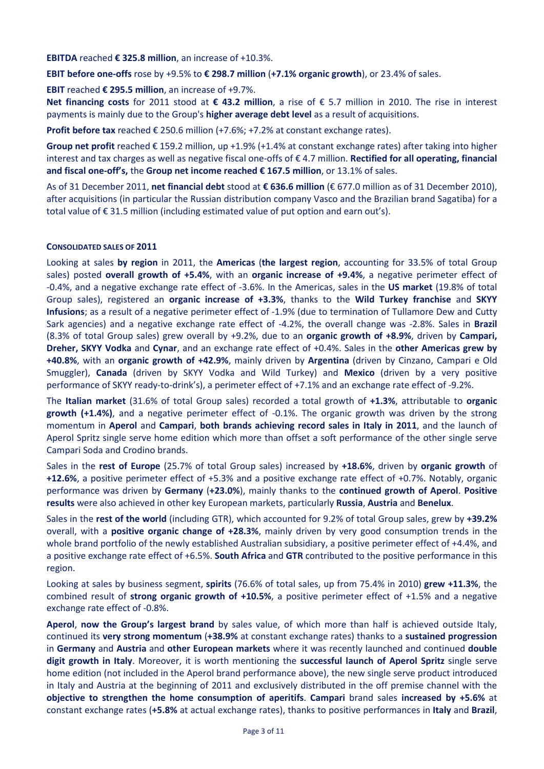**EBITDA** reached **€ 325.8 million**, an increase of +10.3%.

**EBIT before one-offs** rose by +9.5% to **€ 298.7 million** (**+7.1% organic growth**), or 23.4% of sales.

**EBIT** reached **€ 295.5 million**, an increase of +9.7%.

**Net financing costs** for 2011 stood at **€ 43.2 million**, a rise of € 5.7 million in 2010. The rise in interest payments is mainly due to the Group's **higher average debt level** as a result of acquisitions.

**Profit before tax** reached € 250.6 million (+7.6%; +7.2% at constant exchange rates).

**Group net profit** reached € 159.2 million, up +1.9% (+1.4% at constant exchange rates) after taking into higher interest and tax charges as well as negative fiscal one-offs of € 4.7 million. **Rectified for all operating, financial and fiscal one-off's,** the **Group net income reached € 167.5 million**, or 13.1% of sales.

As of 31 December 2011, **net financial debt** stood at **€ 636.6 million** (€ 677.0 million as of 31 December 2010), after acquisitions (in particular the Russian distribution company Vasco and the Brazilian brand Sagatiba) for a total value of € 31.5 million (including estimated value of put option and earn out's).

**CONSOLIDATED SALES OF 2011**

Looking at sales **by region** in 2011, the **Americas** (**the largest region**, accounting for 33.5% of total Group sales) posted **overall growth of +5.4%**, with an **organic increase of +9.4%**, a negative perimeter effect of -0.4%, and a negative exchange rate effect of -3.6%. In the Americas, sales in the **US market** (19.8% of total Group sales), registered an **organic increase of +3.3%**, thanks to the **Wild Turkey franchise** and **SKYY Infusions**; as a result of a negative perimeter effect of -1.9% (due to termination of Tullamore Dew and Cutty Sark agencies) and a negative exchange rate effect of -4.2%, the overall change was -2.8%. Sales in **Brazil** (8.3% of total Group sales) grew overall by +9.2%, due to an **organic growth of +8.9%**, driven by **Campari, Dreher, SKYY Vodka** and **Cynar**, and an exchange rate effect of +0.4%. Sales in the **other Americas grew by +40.8%**, with an **organic growth of +42.9%**, mainly driven by **Argentina** (driven by Cinzano, Campari e Old Smuggler), **Canada** (driven by SKYY Vodka and Wild Turkey) and **Mexico** (driven by a very positive performance of SKYY ready-to-drink's), a perimeter effect of +7.1% and an exchange rate effect of -9.2%.

The **Italian market** (31.6% of total Group sales) recorded a total growth of **+1.3%**, attributable to **organic growth (+1.4%)**, and a negative perimeter effect of -0.1%. The organic growth was driven by the strong momentum in **Aperol** and **Campari**, **both brands achieving record sales in Italy in 2011**, and the launch of Aperol Spritz single serve home edition which more than offset a soft performance of the other single serve Campari Soda and Crodino brands.

Sales in the **rest of Europe** (25.7% of total Group sales) increased by **+18.6%**, driven by **organic growth** of **+12.6%**, a positive perimeter effect of +5.3% and a positive exchange rate effect of +0.7%. Notably, organic performance was driven by **Germany** (**+23.0%**), mainly thanks to the **continued growth of Aperol**. **Positive results** were also achieved in other key European markets, particularly **Russia**, **Austria** and **Benelux**.

Sales in the **rest of the world** (including GTR), which accounted for 9.2% of total Group sales, grew by **+39.2%** overall, with a **positive organic change of +28.3%**, mainly driven by very good consumption trends in the whole brand portfolio of the newly established Australian subsidiary, a positive perimeter effect of +4.4%, and a positive exchange rate effect of +6.5%. **South Africa** and **GTR** contributed to the positive performance in this region.

Looking at sales by business segment, **spirits** (76.6% of total sales, up from 75.4% in 2010) **grew +11.3%**, the combined result of **strong organic growth of +10.5%**, a positive perimeter effect of +1.5% and a negative exchange rate effect of -0.8%.

**Aperol**, **now the Group's largest brand** by sales value, of which more than half is achieved outside Italy, continued its **very strong momentum** (**+38.9%** at constant exchange rates) thanks to a **sustained progression** in **Germany** and **Austria** and **other European markets** where it was recently launched and continued **double digit growth in Italy**. Moreover, it is worth mentioning the **successful launch of Aperol Spritz** single serve home edition (not included in the Aperol brand performance above), the new single serve product introduced in Italy and Austria at the beginning of 2011 and exclusively distributed in the off premise channel with the **objective to strengthen the home consumption of aperitifs**. **Campari** brand sales **increased by +5.6%** at constant exchange rates (**+5.8%** at actual exchange rates), thanks to positive performances in **Italy** and **Brazil**,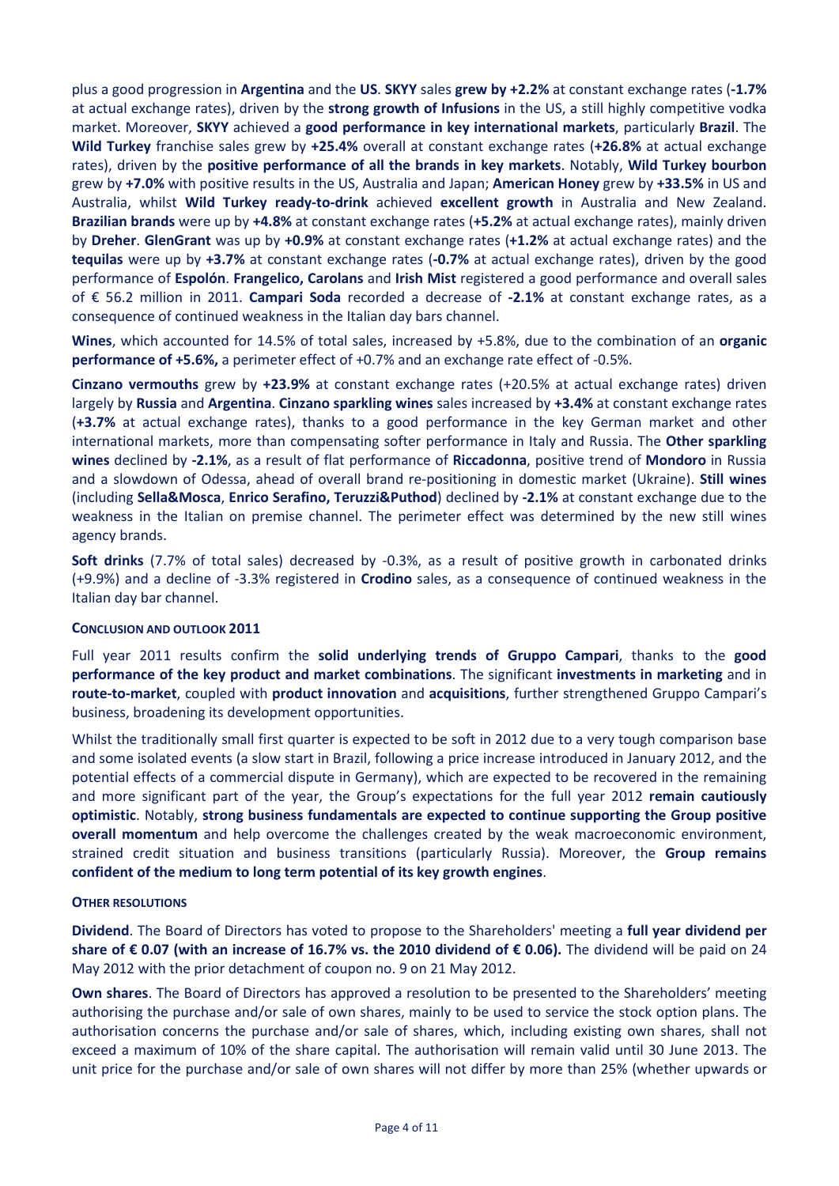plus a good progression in **Argentina** and the **US**. **SKYY** sales **grew by +2.2%** at constant exchange rates (**-1.7%** at actual exchange rates), driven by the **strong growth of Infusions** in the US, a still highly competitive vodka market. Moreover, **SKYY** achieved a **good performance in key international markets**, particularly **Brazil**. The **Wild Turkey** franchise sales grew by **+25.4%** overall at constant exchange rates (**+26.8%** at actual exchange rates), driven by the **positive performance of all the brands in key markets**. Notably, **Wild Turkey bourbon** grew by **+7.0%** with positive results in the US, Australia and Japan; **American Honey** grew by **+33.5%** in US and Australia, whilst **Wild Turkey ready-to-drink** achieved **excellent growth** in Australia and New Zealand. **Brazilian brands** were up by **+4.8%** at constant exchange rates (**+5.2%** at actual exchange rates), mainly driven by **Dreher**. **GlenGrant** was up by **+0.9%** at constant exchange rates (**+1.2%** at actual exchange rates) and the **tequilas** were up by **+3.7%** at constant exchange rates (**-0.7%** at actual exchange rates), driven by the good performance of **Espolón**. **Frangelico, Carolans** and **Irish Mist** registered a good performance and overall sales of € 56.2 million in 2011. **Campari Soda** recorded a decrease of **-2.1%** at constant exchange rates, as a consequence of continued weakness in the Italian day bars channel.

**Wines**, which accounted for 14.5% of total sales, increased by +5.8%, due to the combination of an **organic performance of +5.6%,** a perimeter effect of +0.7% and an exchange rate effect of -0.5%.

**Cinzano vermouths** grew by **+23.9%** at constant exchange rates (+20.5% at actual exchange rates) driven largely by **Russia** and **Argentina**. **Cinzano sparkling wines** sales increased by **+3.4%** at constant exchange rates (**+3.7%** at actual exchange rates), thanks to a good performance in the key German market and other international markets, more than compensating softer performance in Italy and Russia. The **Other sparkling wines** declined by **-2.1%**, as a result of flat performance of **Riccadonna**, positive trend of **Mondoro** in Russia and a slowdown of Odessa, ahead of overall brand re-positioning in domestic market (Ukraine). **Still wines** (including **Sella&Mosca**, **Enrico Serafino, Teruzzi&Puthod**) declined by **-2.1%** at constant exchange due to the weakness in the Italian on premise channel. The perimeter effect was determined by the new still wines agency brands.

**Soft drinks** (7.7% of total sales) decreased by -0.3%, as a result of positive growth in carbonated drinks (+9.9%) and a decline of -3.3% registered in **Crodino** sales, as a consequence of continued weakness in the Italian day bar channel.

## CONCLUSION AND OUTLOOK 2011

Full year 2011 results confirm the **solid underlying trends of Gruppo Campari**, thanks to the **good performance of the key product and market combinations**. The significant **investments in marketing** and in **route-to-market**, coupled with **product innovation** and **acquisitions**, further strengthened Gruppo Campari's business, broadening its development opportunities.

Whilst the traditionally small first quarter is expected to be soft in 2012 due to a very tough comparison base and some isolated events (a slow start in Brazil, following a price increase introduced in January 2012, and the potential effects of a commercial dispute in Germany), which are expected to be recovered in the remaining and more significant part of the year, the Group's expectations for the full year 2012 **remain cautiously optimistic**. Notably, **strong business fundamentals are expected to continue supporting the Group positive overall momentum** and help overcome the challenges created by the weak macroeconomic environment, strained credit situation and business transitions (particularly Russia). Moreover, the **Group remains confident of the medium to long term potential of its key growth engines**.

## OTHER RESOLUTIONS

**Dividend**. The Board of Directors has voted to propose to the Shareholders' meeting a **full year dividend per share of € 0.07 (with an increase of 16.7% vs. the 2010 dividend of € 0.06).** The dividend will be paid on 24 May 2012 with the prior detachment of coupon no. 9 on 21 May 2012.

**Own shares**. The Board of Directors has approved a resolution to be presented to the Shareholders' meeting authorising the purchase and/or sale of own shares, mainly to be used to service the stock option plans. The authorisation concerns the purchase and/or sale of shares, which, including existing own shares, shall not exceed a maximum of 10% of the share capital. The authorisation will remain valid until 30 June 2013. The unit price for the purchase and/or sale of own shares will not differ by more than 25% (whether upwards or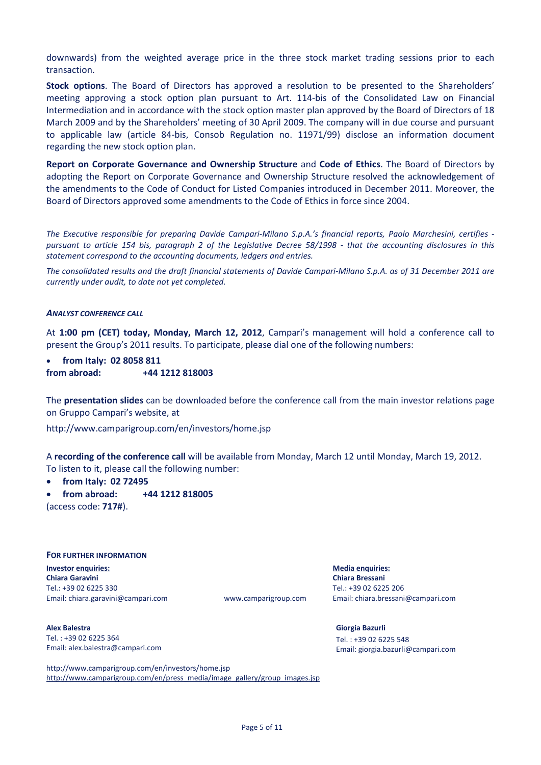downwards) from the weighted average price in the three stock market trading sessions prior to each transaction.

**Stock options**. The Board of Directors has approved a resolution to be presented to the Shareholders' meeting approving a stock option plan pursuant to Art. 114-bis of the Consolidated Law on Financial Intermediation and in accordance with the stock option master plan approved by the Board of Directors of 18 March 2009 and by the Shareholders' meeting of 30 April 2009. The company will in due course and pursuant to applicable law (article 84-bis, Consob Regulation no. 11971/99) disclose an information document regarding the new stock option plan.

**Report on Corporate Governance and Ownership Structure** and **Code of Ethics**. The Board of Directors by adopting the Report on Corporate Governance and Ownership Structure resolved the acknowledgement of the amendments to the Code of Conduct for Listed Companies introduced in December 2011. Moreover, the Board of Directors approved some amendments to the Code of Ethics in force since 2004.

*The Executive responsible for preparing Davide Campari-Milano S.p.A.'s financial reports, Paolo Marchesini, certifies - pursuant to article 154 bis, paragraph 2 of the Legislative Decree 58/1998 - that the accounting disclosures in this statement correspond to the accounting documents, ledgers and entries.*

*The consolidated results and the draft financial statements of Davide Campari-Milano S.p.A. as of 31 December 2011 are currently under audit, to date not yet completed.*

***ANALYST CONFERENCE CALL***

At **1:00 pm (CET) today, Monday, March 12, 2012**, Campari's management will hold a conference call to present the Group's 2011 results. To participate, please dial one of the following numbers:

- **from Italy: 02 8058 811**

**from abroad: +44 1212 818003**

The **presentation slides** can be downloaded before the conference call from the main investor relations page on Gruppo Campari's website, at

http://www.camparigroup.com/en/investors/home.jsp

A **recording of the conference call** will be available from Monday, March 12 until Monday, March 19, 2012. To listen to it, please call the following number:

- **from Italy: 02 72495**
- **from abroad: +44 1212 818005**

(access code: **717#**).

**FOR FURTHER INFORMATION**

**Investor enquiries:**
**Chiara Garavini**
Tel.: +39 02 6225 330
Email: chiara.garavini@campari.com

**Alex Balestra**
Tel. : +39 02 6225 364
Email: alex.balestra@campari.com

**Media enquiries:**
**Chiara Bressani**
Tel.: +39 02 6225 206
Email: chiara.bressani@campari.com

**Giorgia Bazurli**
Tel. : +39 02 6225 548
Email: giorgia.bazurli@campari.com

www.camparigroup.com

http://www.camparigroup.com/en/investors/home.jsp
http://www.camparigroup.com/en/press_media/image_gallery/group_images.jsp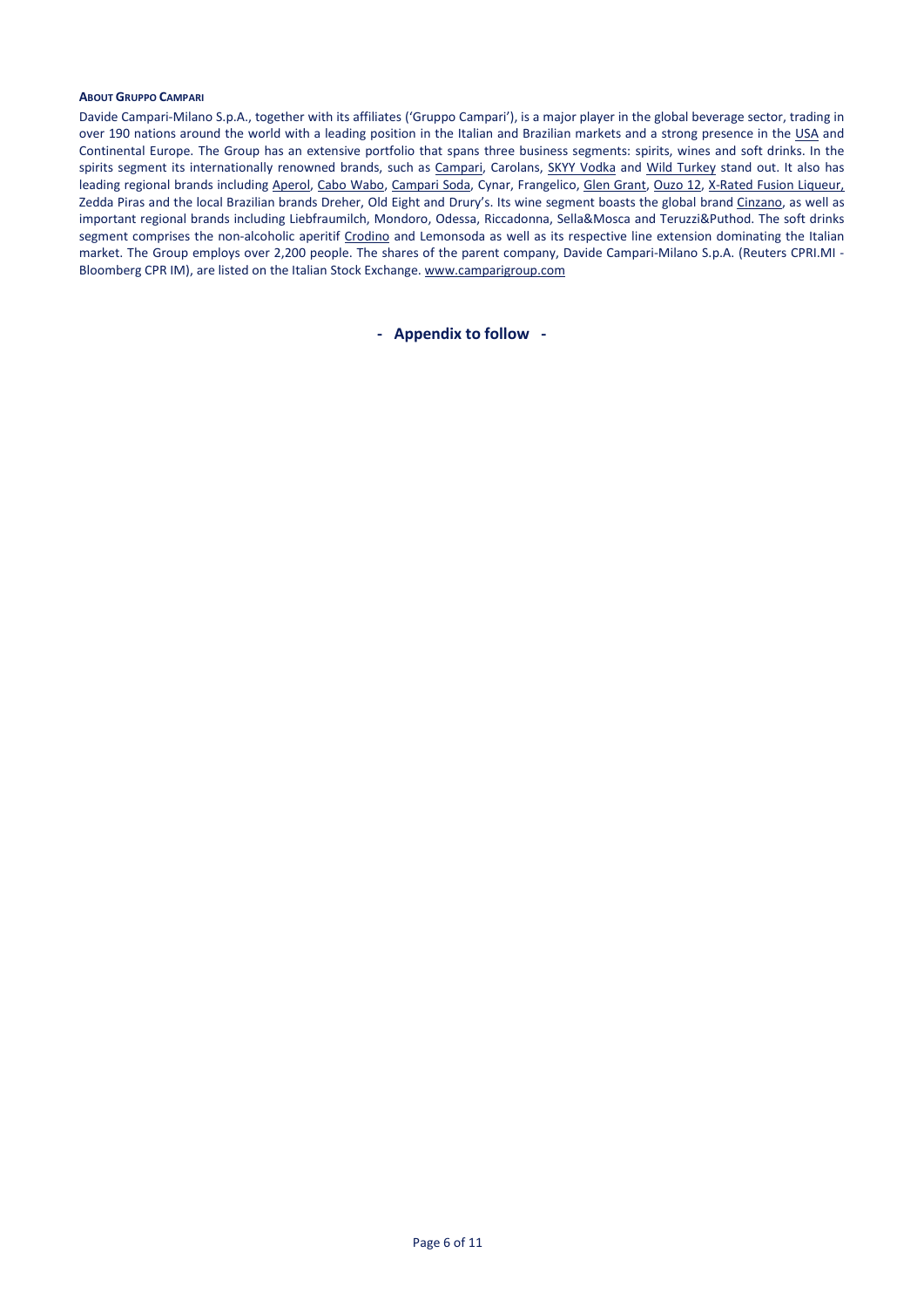**ABOUT GRUPPO CAMPARI**

Davide Campari-Milano S.p.A., together with its affiliates ('Gruppo Campari'), is a major player in the global beverage sector, trading in over 190 nations around the world with a leading position in the Italian and Brazilian markets and a strong presence in the USA and Continental Europe. The Group has an extensive portfolio that spans three business segments: spirits, wines and soft drinks. In the spirits segment its internationally renowned brands, such as Campari, Carolans, SKYY Vodka and Wild Turkey stand out. It also has leading regional brands including Aperol, Cabo Wabo, Campari Soda, Cynar, Frangelico, Glen Grant, Ouzo 12, X-Rated Fusion Liqueur, Zedda Piras and the local Brazilian brands Dreher, Old Eight and Drury's. Its wine segment boasts the global brand Cinzano, as well as important regional brands including Liebfraumilch, Mondoro, Odessa, Riccadonna, Sella&Mosca and Teruzzi&Puthod. The soft drinks segment comprises the non-alcoholic aperitif Crodino and Lemonsoda as well as its respective line extension dominating the Italian market. The Group employs over 2,200 people. The shares of the parent company, Davide Campari-Milano S.p.A. (Reuters CPRI.MI - Bloomberg CPR IM), are listed on the Italian Stock Exchange. www.camparigroup.com

**- Appendix to follow -**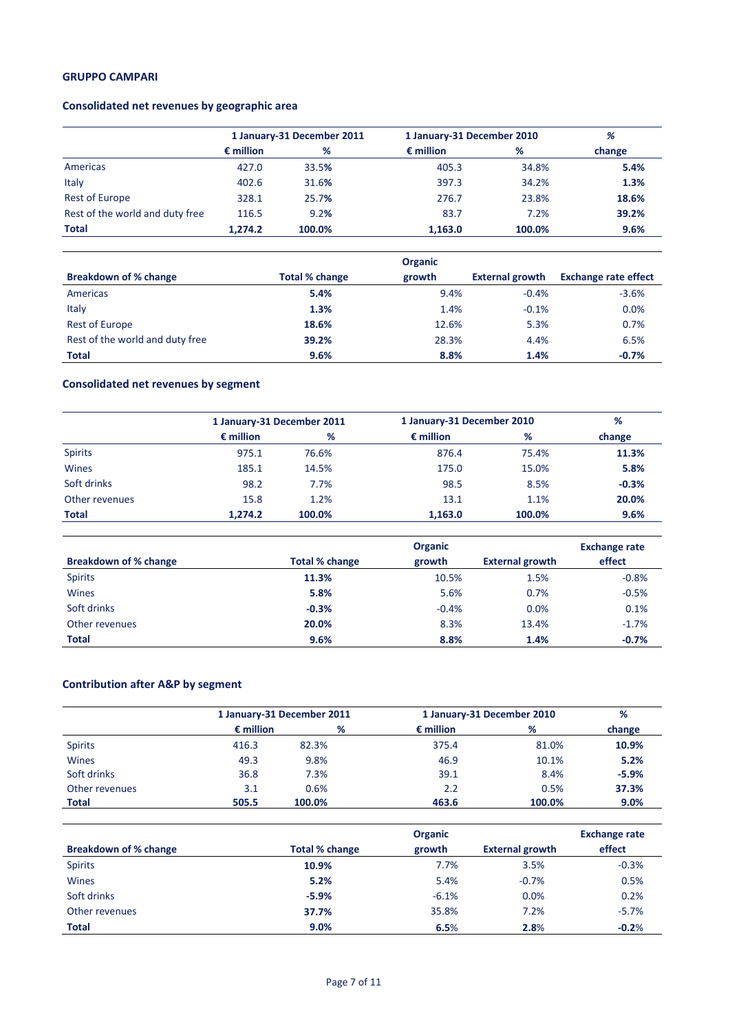**GRUPPO CAMPARI**

**Consolidated net revenues by geographic area**

| | 1 January-31 December 2011 | | 1 January-31 December 2010 | | % |
|---|---|---|---|---|---|
| | € million | % | € million | % | change |
| Americas | 427.0 | 33.5% | 405.3 | 34.8% | **5.4%** |
| Italy | 402.6 | 31.6% | 397.3 | 34.2% | **1.3%** |
| Rest of Europe | 328.1 | 25.7% | 276.7 | 23.8% | **18.6%** |
| Rest of the world and duty free | 116.5 | 9.2% | 83.7 | 7.2% | **39.2%** |
| **Total** | **1,274.2** | **100.0%** | **1,163.0** | **100.0%** | **9.6%** |

| Breakdown of % change | Total % change | Organic growth | External growth | Exchange rate effect |
|---|---|---|---|---|
| Americas | **5.4%** | 9.4% | -0.4% | -3.6% |
| Italy | **1.3%** | 1.4% | -0.1% | 0.0% |
| Rest of Europe | **18.6%** | 12.6% | 5.3% | 0.7% |
| Rest of the world and duty free | **39.2%** | 28.3% | 4.4% | 6.5% |
| **Total** | **9.6%** | **8.8%** | **1.4%** | **-0.7%** |

**Consolidated net revenues by segment**

| | 1 January-31 December 2011 | | 1 January-31 December 2010 | | % |
|---|---|---|---|---|---|
| | € million | % | € million | % | change |
| Spirits | 975.1 | 76.6% | 876.4 | 75.4% | **11.3%** |
| Wines | 185.1 | 14.5% | 175.0 | 15.0% | **5.8%** |
| Soft drinks | 98.2 | 7.7% | 98.5 | 8.5% | **-0.3%** |
| Other revenues | 15.8 | 1.2% | 13.1 | 1.1% | **20.0%** |
| **Total** | **1,274.2** | **100.0%** | **1,163.0** | **100.0%** | **9.6%** |

| Breakdown of % change | Total % change | Organic growth | External growth | Exchange rate effect |
|---|---|---|---|---|
| Spirits | **11.3%** | 10.5% | 1.5% | -0.8% |
| Wines | **5.8%** | 5.6% | 0.7% | -0.5% |
| Soft drinks | **-0.3%** | -0.4% | 0.0% | 0.1% |
| Other revenues | **20.0%** | 8.3% | 13.4% | -1.7% |
| **Total** | **9.6%** | **8.8%** | **1.4%** | **-0.7%** |

**Contribution after A&P by segment**

| | 1 January-31 December 2011 | | 1 January-31 December 2010 | | % |
|---|---|---|---|---|---|
| | € million | % | € million | % | change |
| Spirits | 416.3 | 82.3% | 375.4 | 81.0% | **10.9%** |
| Wines | 49.3 | 9.8% | 46.9 | 10.1% | **5.2%** |
| Soft drinks | 36.8 | 7.3% | 39.1 | 8.4% | **-5.9%** |
| Other revenues | 3.1 | 0.6% | 2.2 | 0.5% | **37.3%** |
| **Total** | **505.5** | **100.0%** | **463.6** | **100.0%** | **9.0%** |

| Breakdown of % change | Total % change | Organic growth | External growth | Exchange rate effect |
|---|---|---|---|---|
| Spirits | **10.9%** | 7.7% | 3.5% | -0.3% |
| Wines | **5.2%** | 5.4% | -0.7% | 0.5% |
| Soft drinks | **-5.9%** | -6.1% | 0.0% | 0.2% |
| Other revenues | **37.7%** | 35.8% | 7.2% | -5.7% |
| **Total** | **9.0%** | **6.5%** | **2.8%** | **-0.2%** |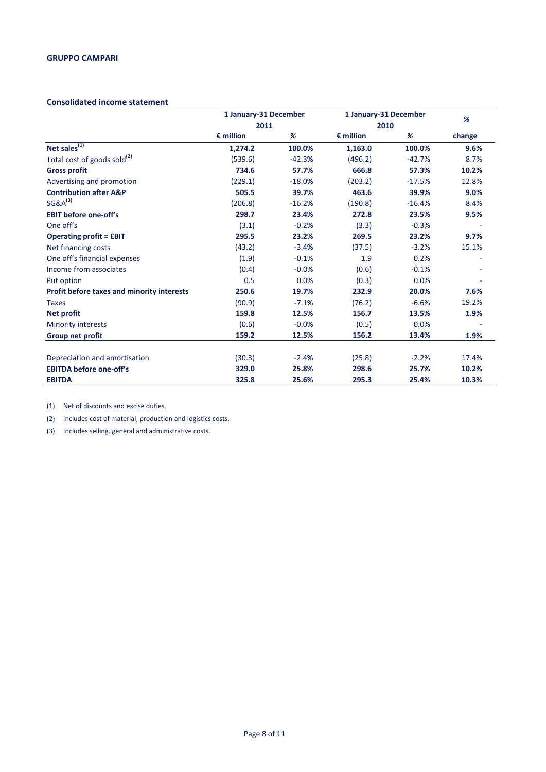**GRUPPO CAMPARI**

**Consolidated income statement**

| | 1 January-31 December 2011 | | 1 January-31 December 2010 | | % |
|---|---|---|---|---|---|
| | € million | % | € million | % | change |
| **Net sales[(1)]** | **1,274.2** | **100.0%** | **1,163.0** | **100.0%** | **9.6%** |
| Total cost of goods sold[(2)] | (539.6) | -42.3% | (496.2) | -42.7% | 8.7% |
| **Gross profit** | **734.6** | **57.7%** | **666.8** | **57.3%** | **10.2%** |
| Advertising and promotion | (229.1) | -18.0% | (203.2) | -17.5% | 12.8% |
| **Contribution after A&P** | **505.5** | **39.7%** | **463.6** | **39.9%** | **9.0%** |
| SG&A[(3)] | (206.8) | -16.2% | (190.8) | -16.4% | 8.4% |
| **EBIT before one-off's** | **298.7** | **23.4%** | **272.8** | **23.5%** | **9.5%** |
| One off's | (3.1) | -0.2% | (3.3) | -0.3% | - |
| **Operating profit = EBIT** | **295.5** | **23.2%** | **269.5** | **23.2%** | **9.7%** |
| Net financing costs | (43.2) | -3.4% | (37.5) | -3.2% | 15.1% |
| One off's financial expenses | (1.9) | -0.1% | 1.9 | 0.2% | - |
| Income from associates | (0.4) | -0.0% | (0.6) | -0.1% | - |
| Put option | 0.5 | 0.0% | (0.3) | 0.0% | - |
| **Profit before taxes and minority interests** | **250.6** | **19.7%** | **232.9** | **20.0%** | **7.6%** |
| Taxes | (90.9) | -7.1% | (76.2) | -6.6% | 19.2% |
| **Net profit** | **159.8** | **12.5%** | **156.7** | **13.5%** | **1.9%** |
| Minority interests | (0.6) | -0.0% | (0.5) | 0.0% | - |
| **Group net profit** | **159.2** | **12.5%** | **156.2** | **13.4%** | **1.9%** |
| | | | | | |
| Depreciation and amortisation | (30.3) | -2.4% | (25.8) | -2.2% | 17.4% |
| **EBITDA before one-off's** | **329.0** | **25.8%** | **298.6** | **25.7%** | **10.2%** |
| **EBITDA** | **325.8** | **25.6%** | **295.3** | **25.4%** | **10.3%** |

(1) Net of discounts and excise duties.

(2) Includes cost of material, production and logistics costs.

(3) Includes selling. general and administrative costs.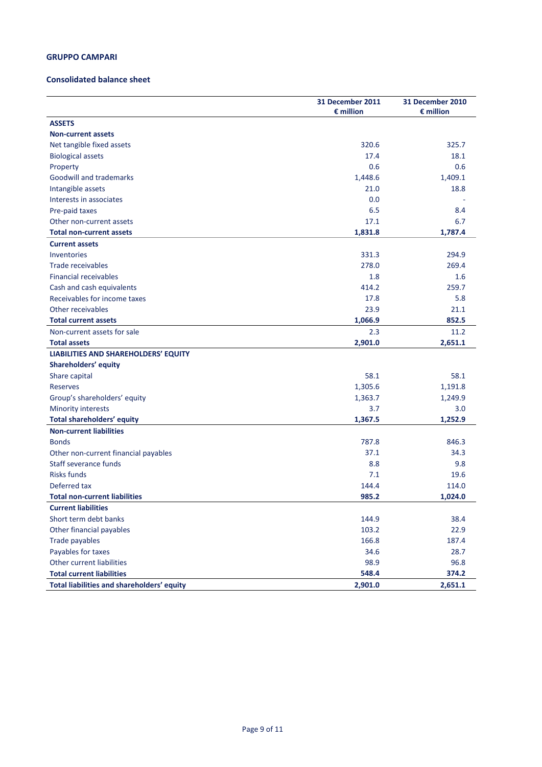## GRUPPO CAMPARI

### Consolidated balance sheet

| | 31 December 2011 € million | 31 December 2010 € million |
|---|---|---|
| **ASSETS** | | |
| **Non-current assets** | | |
| Net tangible fixed assets | 320.6 | 325.7 |
| Biological assets | 17.4 | 18.1 |
| Property | 0.6 | 0.6 |
| Goodwill and trademarks | 1,448.6 | 1,409.1 |
| Intangible assets | 21.0 | 18.8 |
| Interests in associates | 0.0 | - |
| Pre-paid taxes | 6.5 | 8.4 |
| Other non-current assets | 17.1 | 6.7 |
| **Total non-current assets** | **1,831.8** | **1,787.4** |
| **Current assets** | | |
| Inventories | 331.3 | 294.9 |
| Trade receivables | 278.0 | 269.4 |
| Financial receivables | 1.8 | 1.6 |
| Cash and cash equivalents | 414.2 | 259.7 |
| Receivables for income taxes | 17.8 | 5.8 |
| Other receivables | 23.9 | 21.1 |
| **Total current assets** | **1,066.9** | **852.5** |
| Non-current assets for sale | 2.3 | 11.2 |
| **Total assets** | **2,901.0** | **2,651.1** |
| **LIABILITIES AND SHAREHOLDERS' EQUITY** | | |
| **Shareholders' equity** | | |
| Share capital | 58.1 | 58.1 |
| Reserves | 1,305.6 | 1,191.8 |
| Group's shareholders' equity | 1,363.7 | 1,249.9 |
| Minority interests | 3.7 | 3.0 |
| **Total shareholders' equity** | **1,367.5** | **1,252.9** |
| **Non-current liabilities** | | |
| Bonds | 787.8 | 846.3 |
| Other non-current financial payables | 37.1 | 34.3 |
| Staff severance funds | 8.8 | 9.8 |
| Risks funds | 7.1 | 19.6 |
| Deferred tax | 144.4 | 114.0 |
| **Total non-current liabilities** | **985.2** | **1,024.0** |
| **Current liabilities** | | |
| Short term debt banks | 144.9 | 38.4 |
| Other financial payables | 103.2 | 22.9 |
| Trade payables | 166.8 | 187.4 |
| Payables for taxes | 34.6 | 28.7 |
| Other current liabilities | 98.9 | 96.8 |
| **Total current liabilities** | **548.4** | **374.2** |
| **Total liabilities and shareholders' equity** | **2,901.0** | **2,651.1** |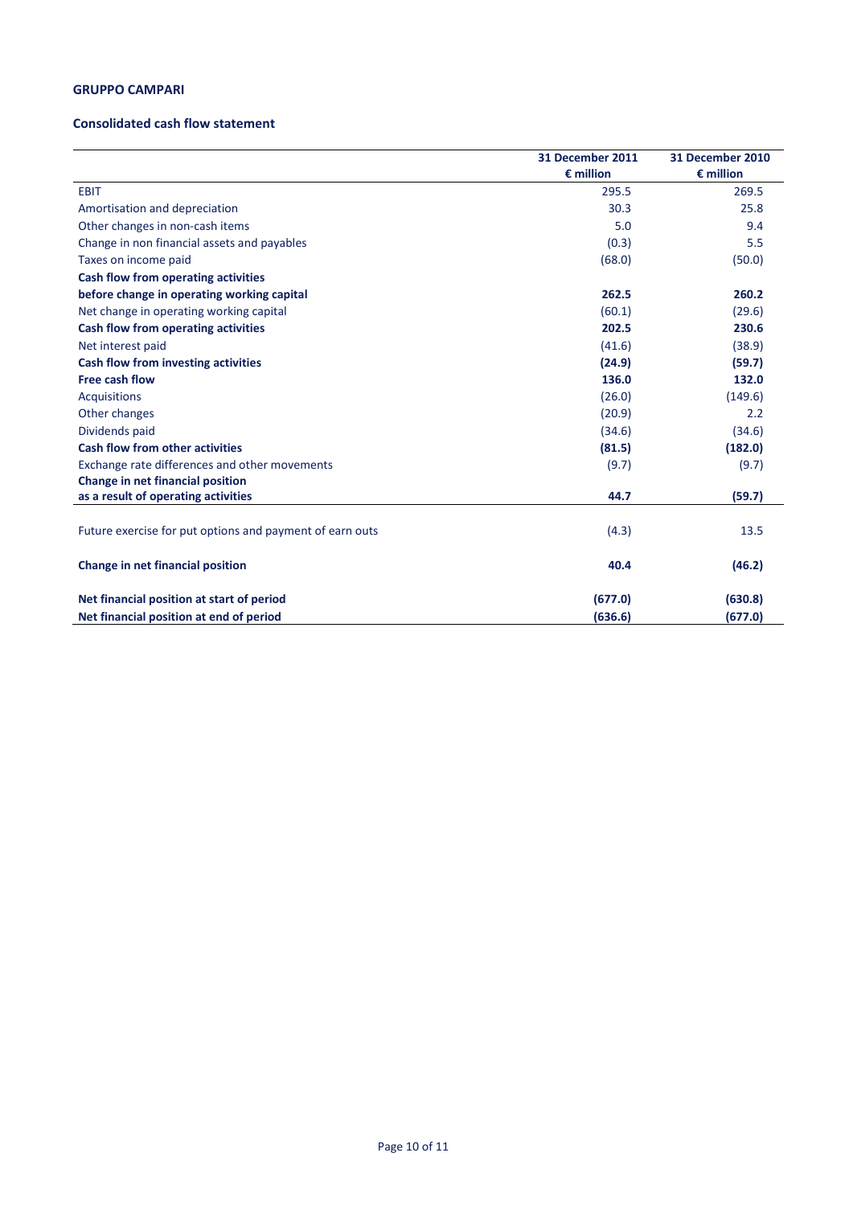## GRUPPO CAMPARI

### Consolidated cash flow statement

| | 31 December 2011<br>€ million | 31 December 2010<br>€ million |
|---|---|---|
| EBIT | 295.5 | 269.5 |
| Amortisation and depreciation | 30.3 | 25.8 |
| Other changes in non-cash items | 5.0 | 9.4 |
| Change in non financial assets and payables | (0.3) | 5.5 |
| Taxes on income paid | (68.0) | (50.0) |
| **Cash flow from operating activities before change in operating working capital** | **262.5** | **260.2** |
| Net change in operating working capital | (60.1) | (29.6) |
| **Cash flow from operating activities** | **202.5** | **230.6** |
| Net interest paid | (41.6) | (38.9) |
| **Cash flow from investing activities** | **(24.9)** | **(59.7)** |
| **Free cash flow** | **136.0** | **132.0** |
| Acquisitions | (26.0) | (149.6) |
| Other changes | (20.9) | 2.2 |
| Dividends paid | (34.6) | (34.6) |
| **Cash flow from other activities** | **(81.5)** | **(182.0)** |
| Exchange rate differences and other movements | (9.7) | (9.7) |
| **Change in net financial position as a result of operating activities** | **44.7** | **(59.7)** |
| Future exercise for put options and payment of earn outs | (4.3) | 13.5 |
| **Change in net financial position** | **40.4** | **(46.2)** |
| **Net financial position at start of period** | **(677.0)** | **(630.8)** |
| **Net financial position at end of period** | **(636.6)** | **(677.0)** |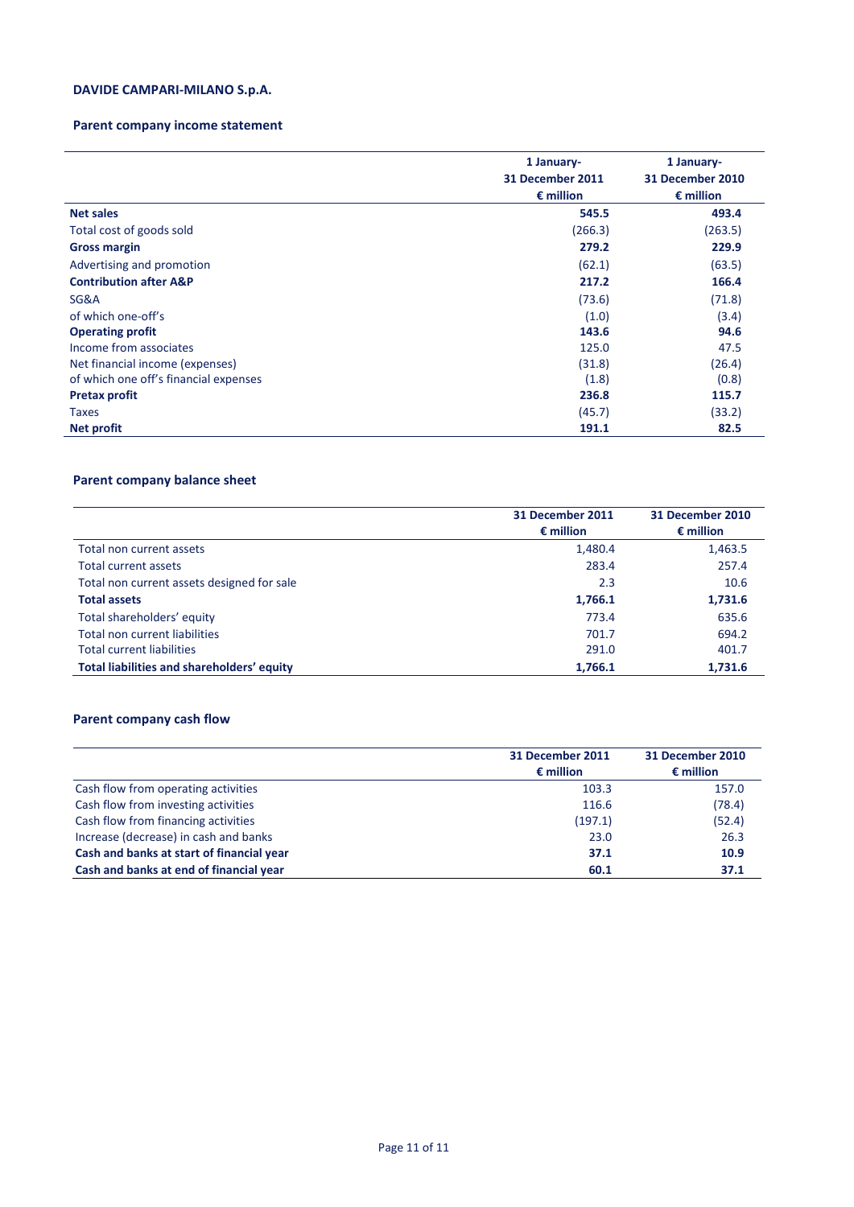**DAVIDE CAMPARI-MILANO S.p.A.**

**Parent company income statement**

| | 1 January-<br>31 December 2011<br>€ million | 1 January-<br>31 December 2010<br>€ million |
|---|---|---|
| **Net sales** | **545.5** | **493.4** |
| Total cost of goods sold | (266.3) | (263.5) |
| **Gross margin** | **279.2** | **229.9** |
| Advertising and promotion | (62.1) | (63.5) |
| **Contribution after A&P** | **217.2** | **166.4** |
| SG&A | (73.6) | (71.8) |
| of which one-off's | (1.0) | (3.4) |
| **Operating profit** | **143.6** | **94.6** |
| Income from associates | 125.0 | 47.5 |
| Net financial income (expenses) | (31.8) | (26.4) |
| of which one off's financial expenses | (1.8) | (0.8) |
| **Pretax profit** | **236.8** | **115.7** |
| Taxes | (45.7) | (33.2) |
| **Net profit** | **191.1** | **82.5** |

**Parent company balance sheet**

| | 31 December 2011<br>€ million | 31 December 2010<br>€ million |
|---|---|---|
| Total non current assets | 1,480.4 | 1,463.5 |
| Total current assets | 283.4 | 257.4 |
| Total non current assets designed for sale | 2.3 | 10.6 |
| **Total assets** | **1,766.1** | **1,731.6** |
| Total shareholders' equity | 773.4 | 635.6 |
| Total non current liabilities | 701.7 | 694.2 |
| Total current liabilities | 291.0 | 401.7 |
| **Total liabilities and shareholders' equity** | **1,766.1** | **1,731.6** |

**Parent company cash flow**

| | 31 December 2011<br>€ million | 31 December 2010<br>€ million |
|---|---|---|
| Cash flow from operating activities | 103.3 | 157.0 |
| Cash flow from investing activities | 116.6 | (78.4) |
| Cash flow from financing activities | (197.1) | (52.4) |
| Increase (decrease) in cash and banks | 23.0 | 26.3 |
| **Cash and banks at start of financial year** | **37.1** | **10.9** |
| **Cash and banks at end of financial year** | **60.1** | **37.1** |